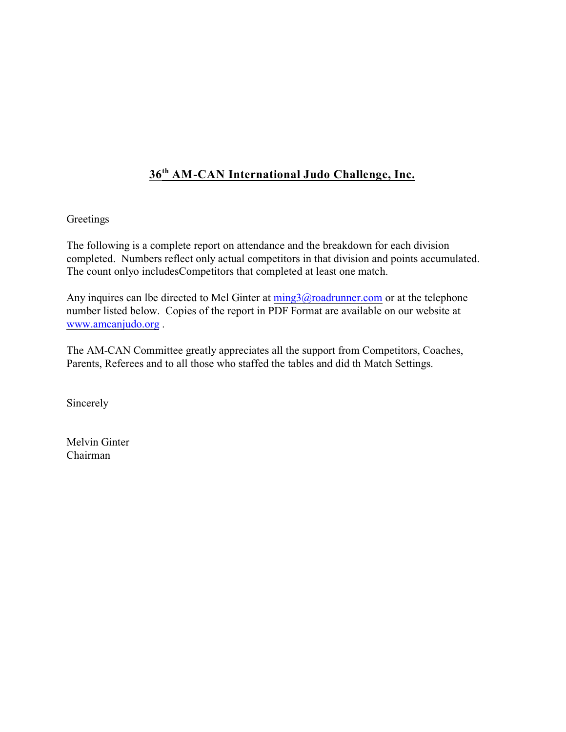# 36th AM-CAN International Judo Challenge, Inc.

Greetings

The following is a complete report on attendance and the breakdown for each division completed. Numbers reflect only actual competitors in that division and points accumulated. The count onlyo includesCompetitors that completed at least one match.

Any inquires can lbe directed to Mel Ginter at ming3@roadrunner.com or at the telephone number listed below. Copies of the report in PDF Format are available on our website at www.amcanjudo.org .

The AM-CAN Committee greatly appreciates all the support from Competitors, Coaches, Parents, Referees and to all those who staffed the tables and did th Match Settings.

Sincerely

Melvin Ginter
Chairman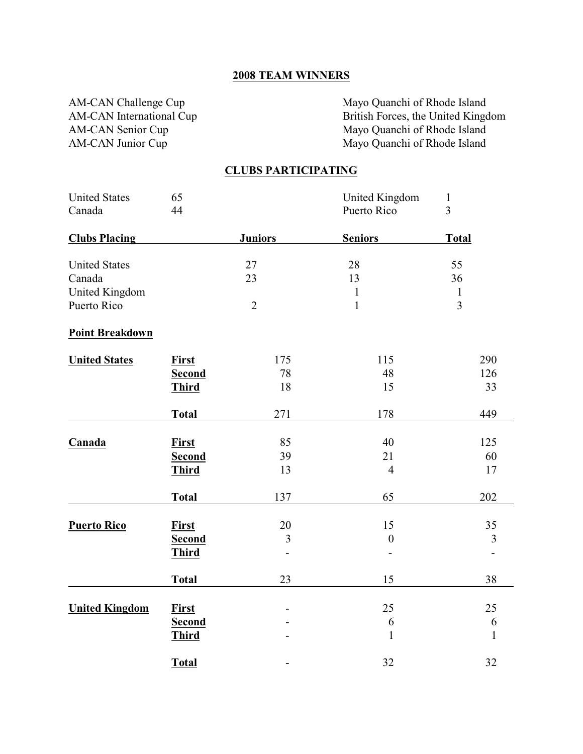## 2008 TEAM WINNERS

| | |
|---|---|
| AM-CAN Challenge Cup | Mayo Quanchi of Rhode Island |
| AM-CAN International Cup | British Forces, the United Kingdom |
| AM-CAN Senior Cup | Mayo Quanchi of Rhode Island |
| AM-CAN Junior Cup | Mayo Quanchi of Rhode Island |

## CLUBS PARTICIPATING

| | | | |
|---|---|---|---|
| United States | 65 | United Kingdom | 1 |
| Canada | 44 | Puerto Rico | 3 |

| Clubs Placing | Juniors | Seniors | Total |
|---|---|---|---|
| United States | 27 | 28 | 55 |
| Canada | 23 | 13 | 36 |
| United Kingdom | | 1 | 1 |
| Puerto Rico | 2 | 1 | 3 |

**Point Breakdown**

| | | Juniors | Seniors | Total |
|---|---|---|---|---|
| **United States** | **First** | 175 | 115 | 290 |
| | **Second** | 78 | 48 | 126 |
| | **Third** | 18 | 15 | 33 |
| | **Total** | 271 | 178 | 449 |
| **Canada** | **First** | 85 | 40 | 125 |
| | **Second** | 39 | 21 | 60 |
| | **Third** | 13 | 4 | 17 |
| | **Total** | 137 | 65 | 202 |
| **Puerto Rico** | **First** | 20 | 15 | 35 |
| | **Second** | 3 | 0 | 3 |
| | **Third** | - | - | - |
| | **Total** | 23 | 15 | 38 |
| **United Kingdom** | **First** | - | 25 | 25 |
| | **Second** | - | 6 | 6 |
| | **Third** | - | 1 | 1 |
| | **Total** | - | 32 | 32 |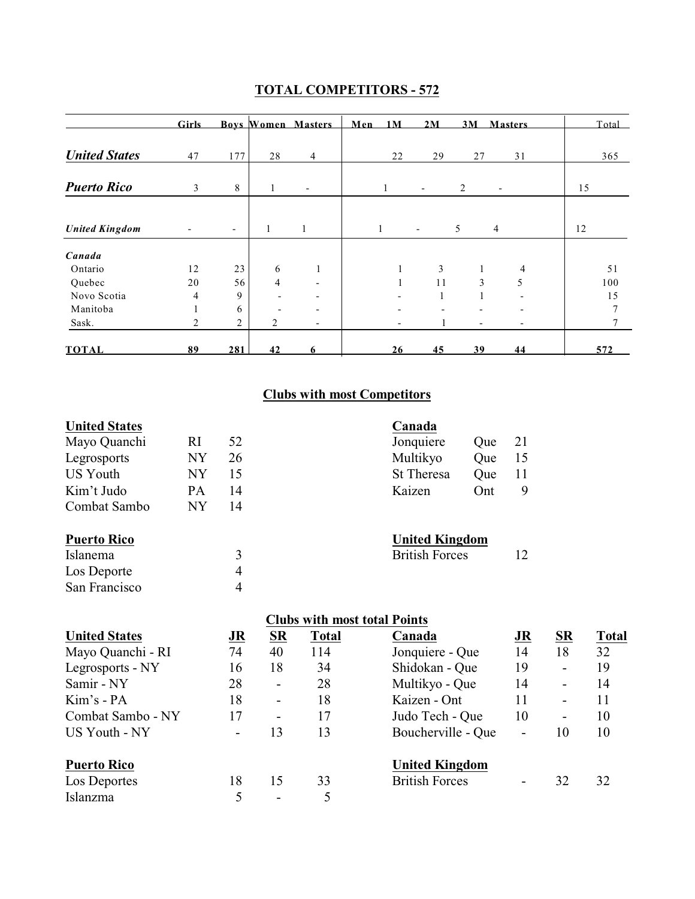## TOTAL COMPETITORS - 572

| | Girls | Boys | Women | Masters | Men 1M | 2M | 3M | Masters | Total |
|---|---|---|---|---|---|---|---|---|---|
| ***United States*** | 47 | 177 | 28 | 4 | 22 | 29 | 27 | 31 | 365 |
| ***Puerto Rico*** | 3 | 8 | 1 | - | 1 | - | 2 | - | 15 |
| ***United Kingdom*** | - | - | 1 | 1 | 1 | - | 5 | 4 | 12 |
| ***Canada*** | | | | | | | | | |
| Ontario | 12 | 23 | 6 | 1 | 1 | 3 | 1 | 4 | 51 |
| Quebec | 20 | 56 | 4 | - | 1 | 11 | 3 | 5 | 100 |
| Novo Scotia | 4 | 9 | - | - | - | 1 | 1 | - | 15 |
| Manitoba | 1 | 6 | - | - | - | - | - | - | 7 |
| Sask. | 2 | 2 | 2 | - | - | 1 | - | - | 7 |
| **TOTAL** | **89** | **281** | **42** | **6** | **26** | **45** | **39** | **44** | **572** |

## Clubs with most Competitors

**United States**

| Club | State | Competitors |
|---|---|---|
| Mayo Quanchi | RI | 52 |
| Legrosports | NY | 26 |
| US Youth | NY | 15 |
| Kim't Judo | PA | 14 |
| Combat Sambo | NY | 14 |

**Canada**

| Club | Province | Competitors |
|---|---|---|
| Jonquiere | Que | 21 |
| Multikyo | Que | 15 |
| St Theresa | Que | 11 |
| Kaizen | Ont | 9 |

**Puerto Rico**

| Club | Competitors |
|---|---|
| Islanema | 3 |
| Los Deporte | 4 |
| San Francisco | 4 |

**United Kingdom**

| Club | Competitors |
|---|---|
| British Forces | 12 |

## Clubs with most total Points

| United States | JR | SR | Total |
|---|---|---|---|
| Mayo Quanchi - RI | 74 | 40 | 114 |
| Legrosports - NY | 16 | 18 | 34 |
| Samir - NY | 28 | - | 28 |
| Kim's - PA | 18 | - | 18 |
| Combat Sambo - NY | 17 | - | 17 |
| US Youth - NY | - | 13 | 13 |

| Canada | JR | SR | Total |
|---|---|---|---|
| Jonquiere - Que | 14 | 18 | 32 |
| Shidokan - Que | 19 | - | 19 |
| Multikyo - Que | 14 | - | 14 |
| Kaizen - Ont | 11 | - | 11 |
| Judo Tech - Que | 10 | - | 10 |
| Boucherville - Que | - | 10 | 10 |

| Puerto Rico | JR | SR | Total |
|---|---|---|---|
| Los Deportes | 18 | 15 | 33 |
| Islanzma | 5 | - | 5 |

| United Kingdom | JR | SR | Total |
|---|---|---|---|
| British Forces | - | 32 | 32 |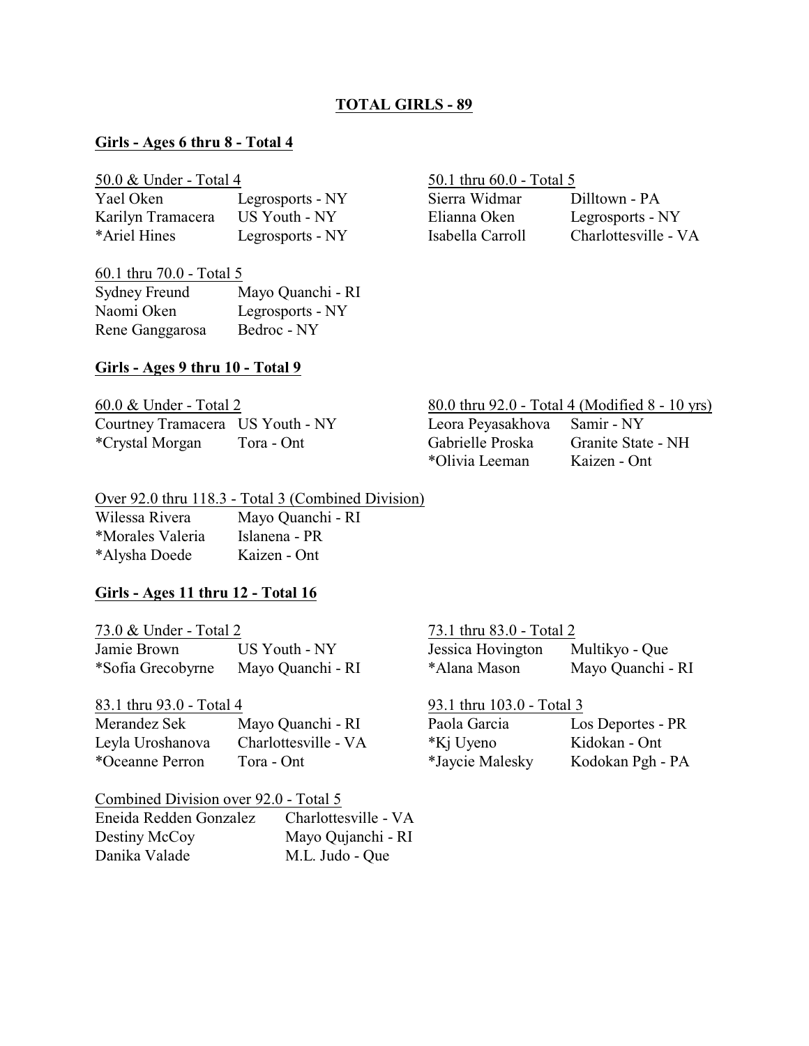**TOTAL GIRLS - 89**

**Girls - Ages 6 thru 8 - Total 4**

50.0 & Under - Total 4

| | |
|---|---|
| Yael Oken | Legrosports - NY |
| Karilyn Tramacera | US Youth - NY |
| *Ariel Hines | Legrosports - NY |

50.1 thru 60.0 - Total 5

| | |
|---|---|
| Sierra Widmar | Dilltown - PA |
| Elianna Oken | Legrosports - NY |
| Isabella Carroll | Charlottesville - VA |

60.1 thru 70.0 - Total 5

| | |
|---|---|
| Sydney Freund | Mayo Quanchi - RI |
| Naomi Oken | Legrosports - NY |
| Rene Ganggarosa | Bedroc - NY |

**Girls - Ages 9 thru 10 - Total 9**

60.0 & Under - Total 2

| | |
|---|---|
| Courtney Tramacera | US Youth - NY |
| *Crystal Morgan | Tora - Ont |

80.0 thru 92.0 - Total 4 (Modified 8 - 10 yrs)

| | |
|---|---|
| Leora Peyasakhova | Samir - NY |
| Gabrielle Proska | Granite State - NH |
| *Olivia Leeman | Kaizen - Ont |

Over 92.0 thru 118.3 - Total 3 (Combined Division)

| | |
|---|---|
| Wilessa Rivera | Mayo Quanchi - RI |
| *Morales Valeria | Islanena - PR |
| *Alysha Doede | Kaizen - Ont |

**Girls - Ages 11 thru 12 - Total 16**

73.0 & Under - Total 2

| | |
|---|---|
| Jamie Brown | US Youth - NY |
| *Sofia Grecobyrne | Mayo Quanchi - RI |

73.1 thru 83.0 - Total 2

| | |
|---|---|
| Jessica Hovington | Multikyo - Que |
| *Alana Mason | Mayo Quanchi - RI |

83.1 thru 93.0 - Total 4

| | |
|---|---|
| Merandez Sek | Mayo Quanchi - RI |
| Leyla Uroshanova | Charlottesville - VA |
| *Oceanne Perron | Tora - Ont |

93.1 thru 103.0 - Total 3

| | |
|---|---|
| Paola Garcia | Los Deportes - PR |
| *Kj Uyeno | Kidokan - Ont |
| *Jaycie Malesky | Kodokan Pgh - PA |

Combined Division over 92.0 - Total 5

| | |
|---|---|
| Eneida Redden Gonzalez | Charlottesville - VA |
| Destiny McCoy | Mayo Qujanchi - RI |
| Danika Valade | M.L. Judo - Que |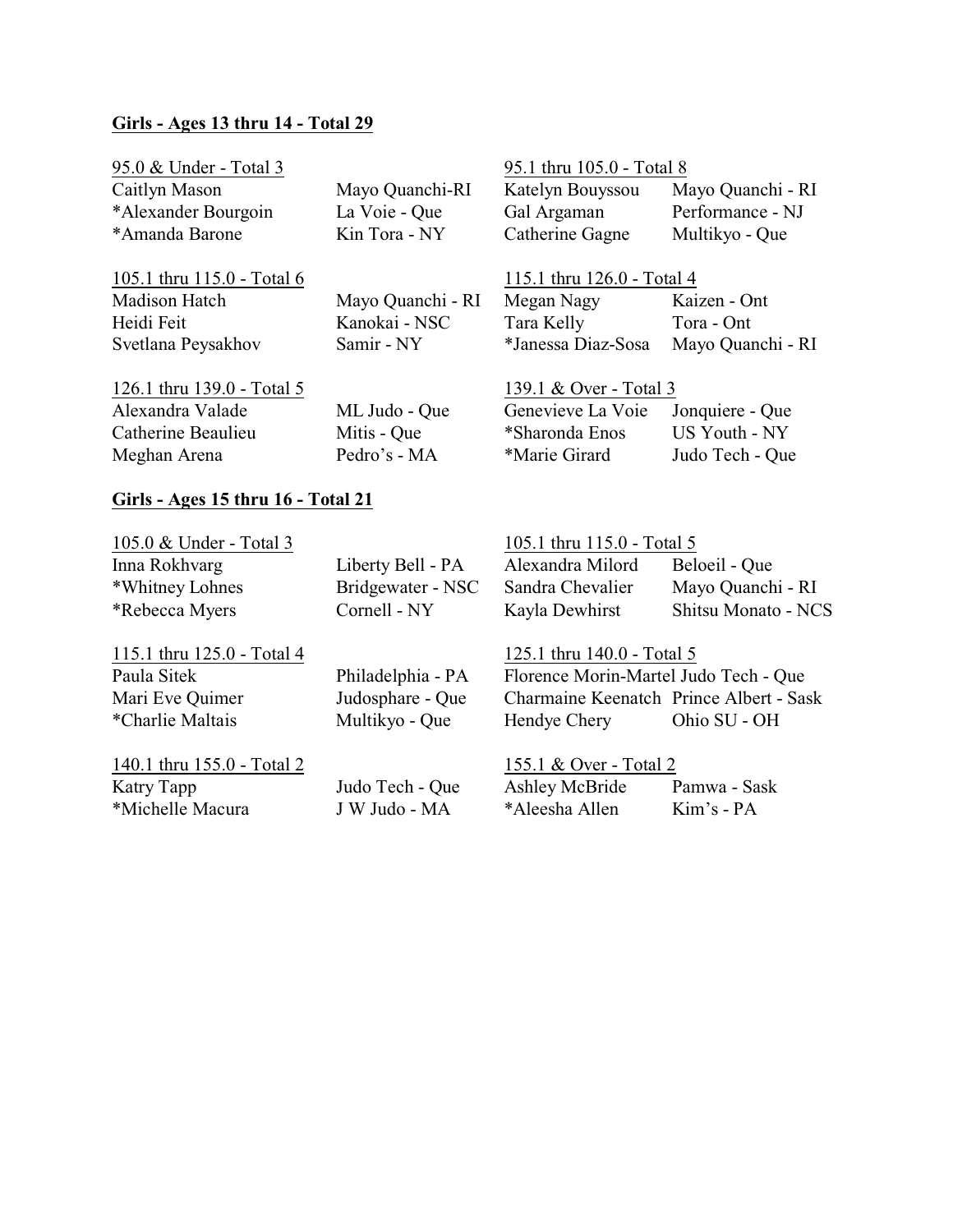**Girls - Ages 13 thru 14 - Total 29**

95.0 & Under - Total 3

| | |
|---|---|
| Caitlyn Mason | Mayo Quanchi-RI |
| *Alexander Bourgoin | La Voie - Que |
| *Amanda Barone | Kin Tora - NY |

95.1 thru 105.0 - Total 8

| | |
|---|---|
| Katelyn Bouyssou | Mayo Quanchi - RI |
| Gal Argaman | Performance - NJ |
| Catherine Gagne | Multikyo - Que |

105.1 thru 115.0 - Total 6

| | |
|---|---|
| Madison Hatch | Mayo Quanchi - RI |
| Heidi Feit | Kanokai - NSC |
| Svetlana Peysakhov | Samir - NY |

115.1 thru 126.0 - Total 4

| | |
|---|---|
| Megan Nagy | Kaizen - Ont |
| Tara Kelly | Tora - Ont |
| *Janessa Diaz-Sosa | Mayo Quanchi - RI |

126.1 thru 139.0 - Total 5

| | |
|---|---|
| Alexandra Valade | ML Judo - Que |
| Catherine Beaulieu | Mitis - Que |
| Meghan Arena | Pedro's - MA |

139.1 & Over - Total 3

| | |
|---|---|
| Genevieve La Voie | Jonquiere - Que |
| *Sharonda Enos | US Youth - NY |
| *Marie Girard | Judo Tech - Que |

**Girls - Ages 15 thru 16 - Total 21**

105.0 & Under - Total 3

| | |
|---|---|
| Inna Rokhvarg | Liberty Bell - PA |
| *Whitney Lohnes | Bridgewater - NSC |
| *Rebecca Myers | Cornell - NY |

105.1 thru 115.0 - Total 5

| | |
|---|---|
| Alexandra Milord | Beloeil - Que |
| Sandra Chevalier | Mayo Quanchi - RI |
| Kayla Dewhirst | Shitsu Monato - NCS |

115.1 thru 125.0 - Total 4

| | |
|---|---|
| Paula Sitek | Philadelphia - PA |
| Mari Eve Quimer | Judosphare - Que |
| *Charlie Maltais | Multikyo - Que |

125.1 thru 140.0 - Total 5

| | |
|---|---|
| Florence Morin-Martel | Judo Tech - Que |
| Charmaine Keenatch | Prince Albert - Sask |
| Hendye Chery | Ohio SU - OH |

140.1 thru 155.0 - Total 2

| | |
|---|---|
| Katry Tapp | Judo Tech - Que |
| *Michelle Macura | J W Judo - MA |

155.1 & Over - Total 2

| | |
|---|---|
| Ashley McBride | Pamwa - Sask |
| *Aleesha Allen | Kim's - PA |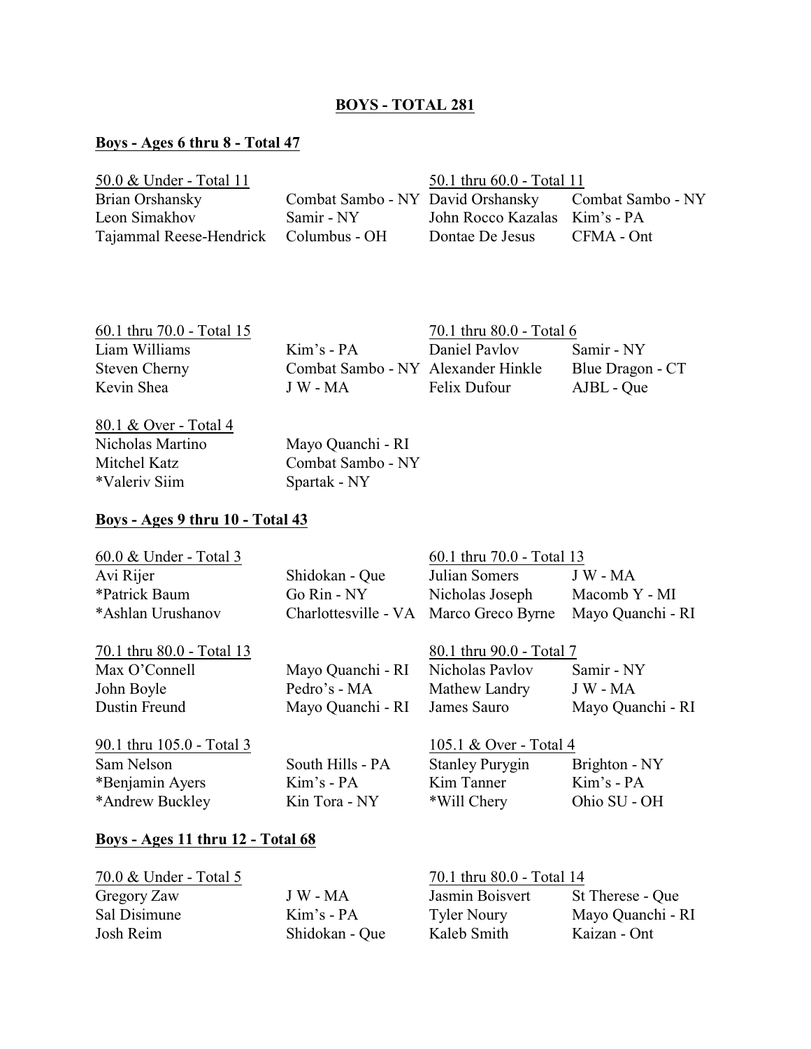## BOYS - TOTAL 281

### Boys - Ages 6 thru 8 - Total 47

| 50.0 & Under - Total 11 | | 50.1 thru 60.0 - Total 11 | |
|---|---|---|---|
| Brian Orshansky | Combat Sambo - NY | David Orshansky | Combat Sambo - NY |
| Leon Simakhov | Samir - NY | John Rocco Kazalas | Kim's - PA |
| Tajammal Reese-Hendrick | Columbus - OH | Dontae De Jesus | CFMA - Ont |

| 60.1 thru 70.0 - Total 15 | | 70.1 thru 80.0 - Total 6 | |
|---|---|---|---|
| Liam Williams | Kim's - PA | Daniel Pavlov | Samir - NY |
| Steven Cherny | Combat Sambo - NY | Alexander Hinkle | Blue Dragon - CT |
| Kevin Shea | J W - MA | Felix Dufour | AJBL - Que |

| 80.1 & Over - Total 4 | |
|---|---|
| Nicholas Martino | Mayo Quanchi - RI |
| Mitchel Katz | Combat Sambo - NY |
| *Valeriv Siim | Spartak - NY |

### Boys - Ages 9 thru 10 - Total 43

| 60.0 & Under - Total 3 | | 60.1 thru 70.0 - Total 13 | |
|---|---|---|---|
| Avi Rijer | Shidokan - Que | Julian Somers | J W - MA |
| *Patrick Baum | Go Rin - NY | Nicholas Joseph | Macomb Y - MI |
| *Ashlan Urushanov | Charlottesville - VA | Marco Greco Byrne | Mayo Quanchi - RI |

| 70.1 thru 80.0 - Total 13 | | 80.1 thru 90.0 - Total 7 | |
|---|---|---|---|
| Max O'Connell | Mayo Quanchi - RI | Nicholas Pavlov | Samir - NY |
| John Boyle | Pedro's - MA | Mathew Landry | J W - MA |
| Dustin Freund | Mayo Quanchi - RI | James Sauro | Mayo Quanchi - RI |

| 90.1 thru 105.0 - Total 3 | | 105.1 & Over - Total 4 | |
|---|---|---|---|
| Sam Nelson | South Hills - PA | Stanley Purygin | Brighton - NY |
| *Benjamin Ayers | Kim's - PA | Kim Tanner | Kim's - PA |
| *Andrew Buckley | Kin Tora - NY | *Will Chery | Ohio SU - OH |

### Boys - Ages 11 thru 12 - Total 68

| 70.0 & Under - Total 5 | | 70.1 thru 80.0 - Total 14 | |
|---|---|---|---|
| Gregory Zaw | J W - MA | Jasmin Boisvert | St Therese - Que |
| Sal Disimune | Kim's - PA | Tyler Noury | Mayo Quanchi - RI |
| Josh Reim | Shidokan - Que | Kaleb Smith | Kaizan - Ont |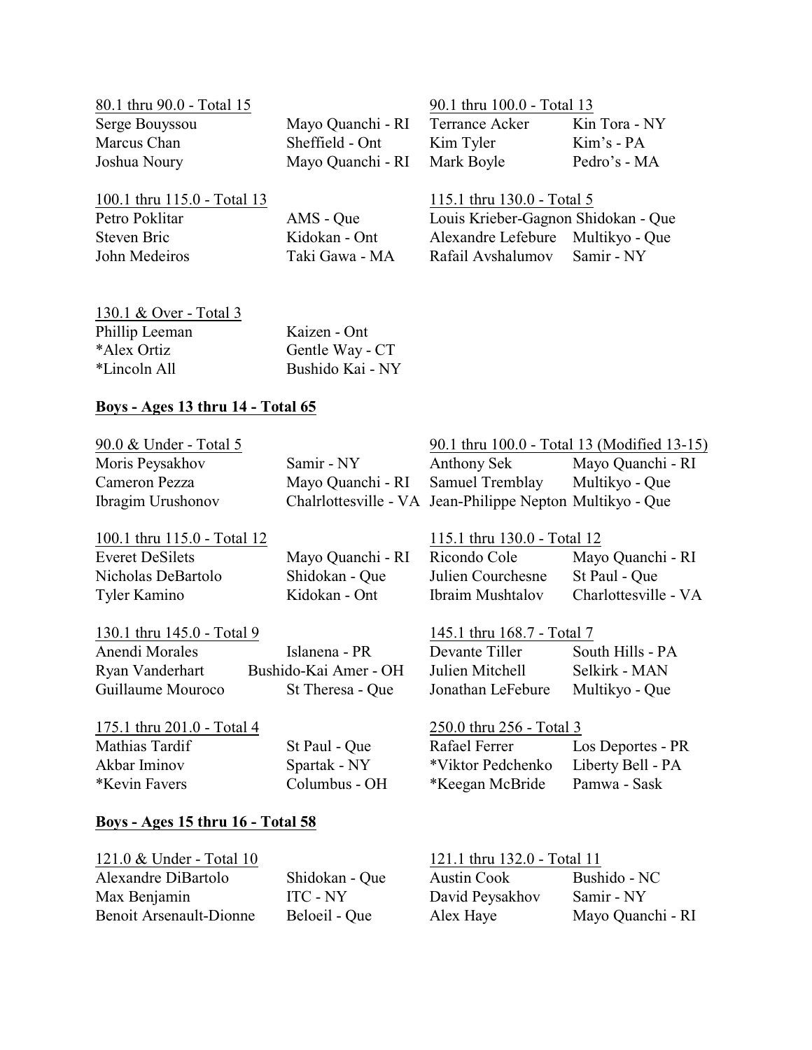80.1 thru 90.0 - Total 15

| Name | Club |
|---|---|
| Serge Bouyssou | Mayo Quanchi - RI |
| Marcus Chan | Sheffield - Ont |
| Joshua Noury | Mayo Quanchi - RI |

90.1 thru 100.0 - Total 13

| Name | Club |
|---|---|
| Terrance Acker | Kin Tora - NY |
| Kim Tyler | Kim's - PA |
| Mark Boyle | Pedro's - MA |

100.1 thru 115.0 - Total 13

| Name | Club |
|---|---|
| Petro Poklitar | AMS - Que |
| Steven Bric | Kidokan - Ont |
| John Medeiros | Taki Gawa - MA |

115.1 thru 130.0 - Total 5

| Name | Club |
|---|---|
| Louis Krieber-Gagnon | Shidokan - Que |
| Alexandre Lefebure | Multikyo - Que |
| Rafail Avshalumov | Samir - NY |

130.1 & Over - Total 3

| Name | Club |
|---|---|
| Phillip Leeman | Kaizen - Ont |
| *Alex Ortiz | Gentle Way - CT |
| *Lincoln All | Bushido Kai - NY |

**Boys - Ages 13 thru 14 - Total 65**

90.0 & Under - Total 5

| Name | Club |
|---|---|
| Moris Peysakhov | Samir - NY |
| Cameron Pezza | Mayo Quanchi - RI |
| Ibragim Urushonov | Chalrlottesville - VA |

90.1 thru 100.0 - Total 13 (Modified 13-15)

| Name | Club |
|---|---|
| Anthony Sek | Mayo Quanchi - RI |
| Samuel Tremblay | Multikyo - Que |
| Jean-Philippe Nepton | Multikyo - Que |

100.1 thru 115.0 - Total 12

| Name | Club |
|---|---|
| Everet DeSilets | Mayo Quanchi - RI |
| Nicholas DeBartolo | Shidokan - Que |
| Tyler Kamino | Kidokan - Ont |

115.1 thru 130.0 - Total 12

| Name | Club |
|---|---|
| Ricondo Cole | Mayo Quanchi - RI |
| Julien Courchesne | St Paul - Que |
| Ibraim Mushtalov | Charlottesville - VA |

130.1 thru 145.0 - Total 9

| Name | Club |
|---|---|
| Anendi Morales | Islanena - PR |
| Ryan Vanderhart | Bushido-Kai Amer - OH |
| Guillaume Mouroco | St Theresa - Que |

145.1 thru 168.7 - Total 7

| Name | Club |
|---|---|
| Devante Tiller | South Hills - PA |
| Julien Mitchell | Selkirk - MAN |
| Jonathan LeFebure | Multikyo - Que |

175.1 thru 201.0 - Total 4

| Name | Club |
|---|---|
| Mathias Tardif | St Paul - Que |
| Akbar Iminov | Spartak - NY |
| *Kevin Favers | Columbus - OH |

250.0 thru 256 - Total 3

| Name | Club |
|---|---|
| Rafael Ferrer | Los Deportes - PR |
| *Viktor Pedchenko | Liberty Bell - PA |
| *Keegan McBride | Pamwa - Sask |

**Boys - Ages 15 thru 16 - Total 58**

121.0 & Under - Total 10

| Name | Club |
|---|---|
| Alexandre DiBartolo | Shidokan - Que |
| Max Benjamin | ITC - NY |
| Benoit Arsenault-Dionne | Beloeil - Que |

121.1 thru 132.0 - Total 11

| Name | Club |
|---|---|
| Austin Cook | Bushido - NC |
| David Peysakhov | Samir - NY |
| Alex Haye | Mayo Quanchi - RI |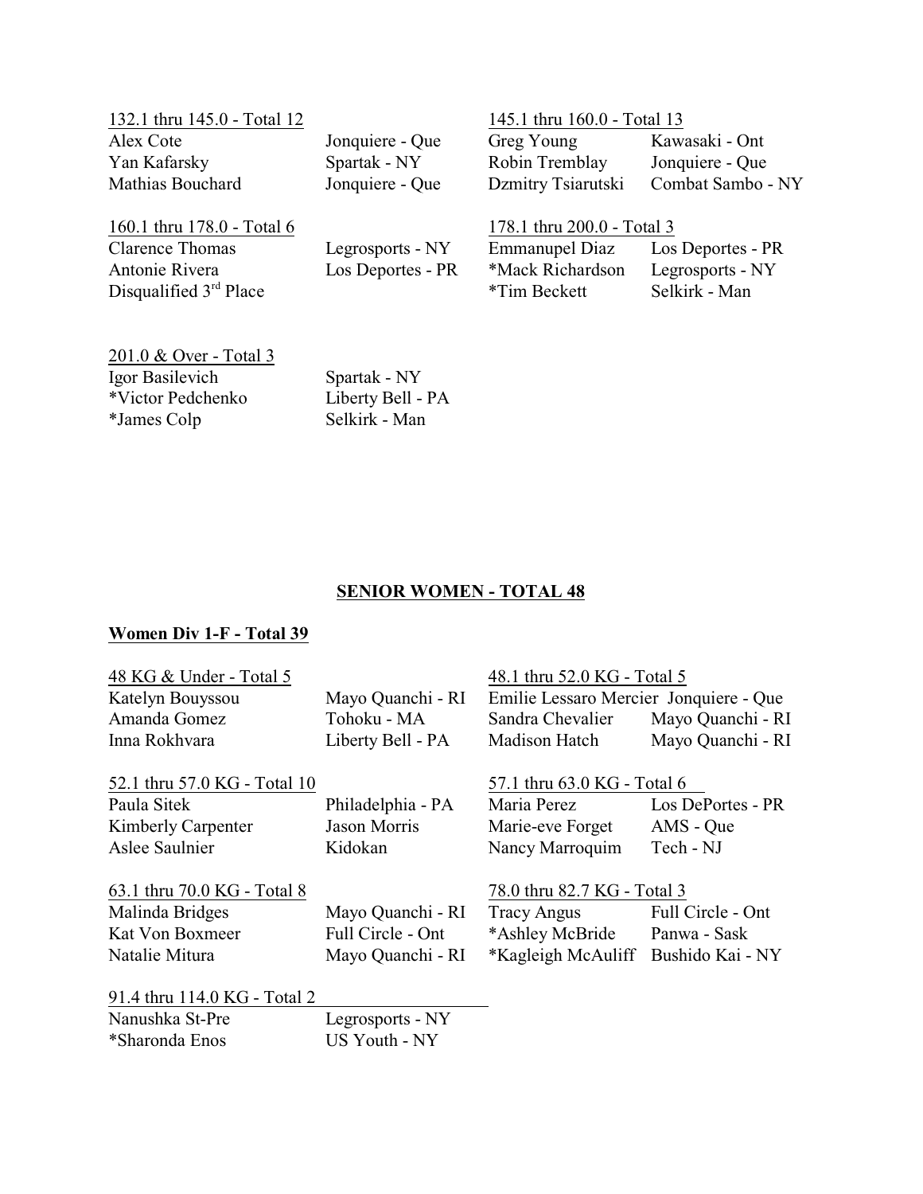132.1 thru 145.0 - Total 12

| | |
|---|---|
| Alex Cote | Jonquiere - Que |
| Yan Kafarsky | Spartak - NY |
| Mathias Bouchard | Jonquiere - Que |

145.1 thru 160.0 - Total 13

| | |
|---|---|
| Greg Young | Kawasaki - Ont |
| Robin Tremblay | Jonquiere - Que |
| Dzmitry Tsiarutski | Combat Sambo - NY |

160.1 thru 178.0 - Total 6

| | |
|---|---|
| Clarence Thomas | Legrosports - NY |
| Antonie Rivera | Los Deportes - PR |
| Disqualified 3rd Place | |

178.1 thru 200.0 - Total 3

| | |
|---|---|
| Emmanupel Diaz | Los Deportes - PR |
| *Mack Richardson | Legrosports - NY |
| *Tim Beckett | Selkirk - Man |

201.0 & Over - Total 3

| | |
|---|---|
| Igor Basilevich | Spartak - NY |
| *Victor Pedchenko | Liberty Bell - PA |
| *James Colp | Selkirk - Man |

## SENIOR WOMEN - TOTAL 48

### Women Div 1-F - Total 39

48 KG & Under - Total 5

| | |
|---|---|
| Katelyn Bouyssou | Mayo Quanchi - RI |
| Amanda Gomez | Tohoku - MA |
| Inna Rokhvara | Liberty Bell - PA |

48.1 thru 52.0 KG - Total 5

| | |
|---|---|
| Emilie Lessaro Mercier | Jonquiere - Que |
| Sandra Chevalier | Mayo Quanchi - RI |
| Madison Hatch | Mayo Quanchi - RI |

52.1 thru 57.0 KG - Total 10

| | |
|---|---|
| Paula Sitek | Philadelphia - PA |
| Kimberly Carpenter | Jason Morris |
| Aslee Saulnier | Kidokan |

57.1 thru 63.0 KG - Total 6

| | |
|---|---|
| Maria Perez | Los DePortes - PR |
| Marie-eve Forget | AMS - Que |
| Nancy Marroquim | Tech - NJ |

63.1 thru 70.0 KG - Total 8

| | |
|---|---|
| Malinda Bridges | Mayo Quanchi - RI |
| Kat Von Boxmeer | Full Circle - Ont |
| Natalie Mitura | Mayo Quanchi - RI |

78.0 thru 82.7 KG - Total 3

| | |
|---|---|
| Tracy Angus | Full Circle - Ont |
| *Ashley McBride | Panwa - Sask |
| *Kagleigh McAuliff | Bushido Kai - NY |

91.4 thru 114.0 KG - Total 2

| | |
|---|---|
| Nanushka St-Pre | Legrosports - NY |
| *Sharonda Enos | US Youth - NY |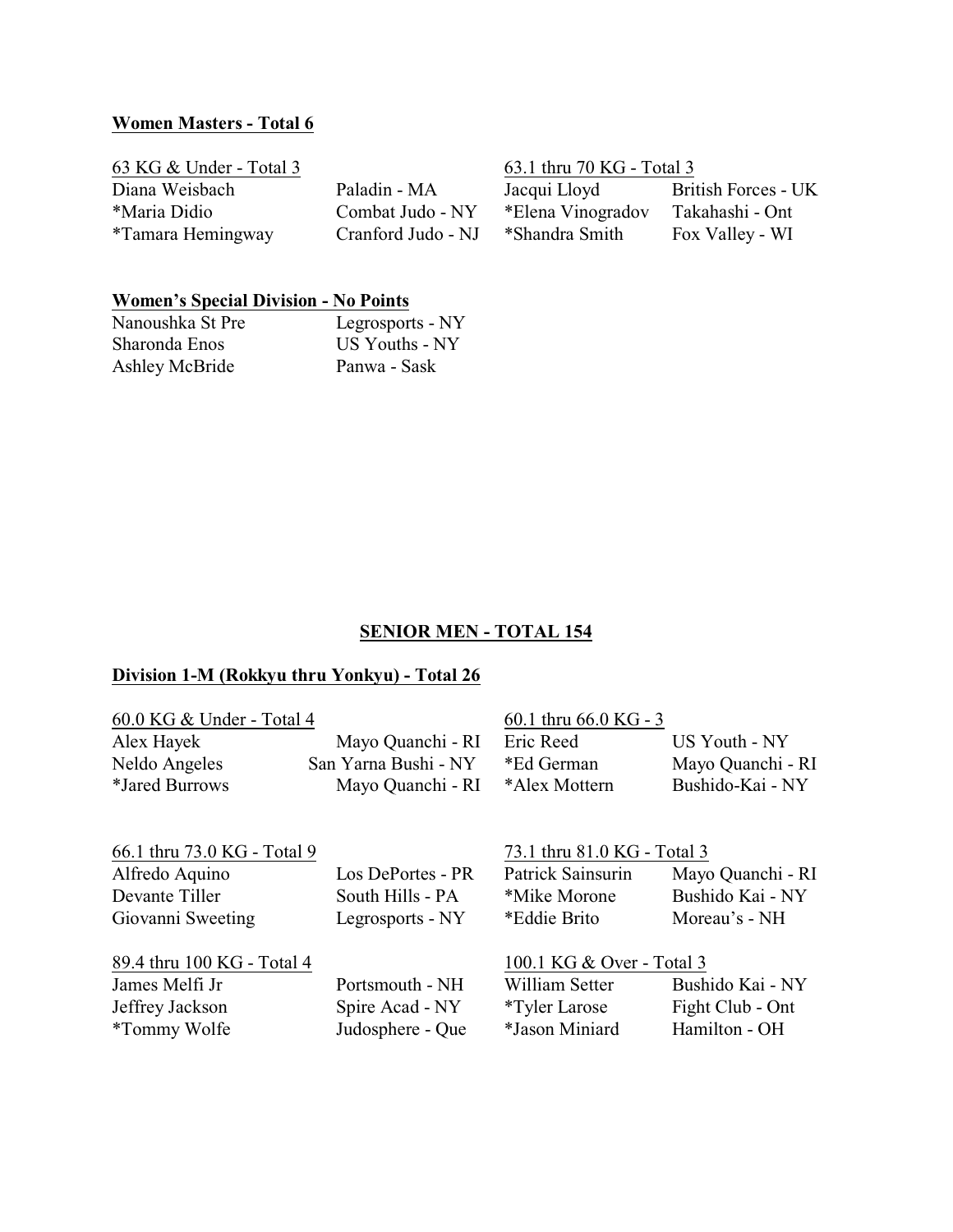**Women Masters - Total 6**

63 KG & Under - Total 3

| | |
|---|---|
| Diana Weisbach | Paladin - MA |
| *Maria Didio | Combat Judo - NY |
| *Tamara Hemingway | Cranford Judo - NJ |

63.1 thru 70 KG - Total 3

| | |
|---|---|
| Jacqui Lloyd | British Forces - UK |
| *Elena Vinogradov | Takahashi - Ont |
| *Shandra Smith | Fox Valley - WI |

**Women's Special Division - No Points**

| | |
|---|---|
| Nanoushka St Pre | Legrosports - NY |
| Sharonda Enos | US Youths - NY |
| Ashley McBride | Panwa - Sask |

## SENIOR MEN - TOTAL 154

**Division 1-M (Rokkyu thru Yonkyu) - Total 26**

60.0 KG & Under - Total 4

| | |
|---|---|
| Alex Hayek | Mayo Quanchi - RI |
| Neldo Angeles | San Yarna Bushi - NY |
| *Jared Burrows | Mayo Quanchi - RI |

60.1 thru 66.0 KG - 3

| | |
|---|---|
| Eric Reed | US Youth - NY |
| *Ed German | Mayo Quanchi - RI |
| *Alex Mottern | Bushido-Kai - NY |

66.1 thru 73.0 KG - Total 9

| | |
|---|---|
| Alfredo Aquino | Los DePortes - PR |
| Devante Tiller | South Hills - PA |
| Giovanni Sweeting | Legrosports - NY |

73.1 thru 81.0 KG - Total 3

| | |
|---|---|
| Patrick Sainsurin | Mayo Quanchi - RI |
| *Mike Morone | Bushido Kai - NY |
| *Eddie Brito | Moreau's - NH |

89.4 thru 100 KG - Total 4

| | |
|---|---|
| James Melfi Jr | Portsmouth - NH |
| Jeffrey Jackson | Spire Acad - NY |
| *Tommy Wolfe | Judosphere - Que |

100.1 KG & Over - Total 3

| | |
|---|---|
| William Setter | Bushido Kai - NY |
| *Tyler Larose | Fight Club - Ont |
| *Jason Miniard | Hamilton - OH |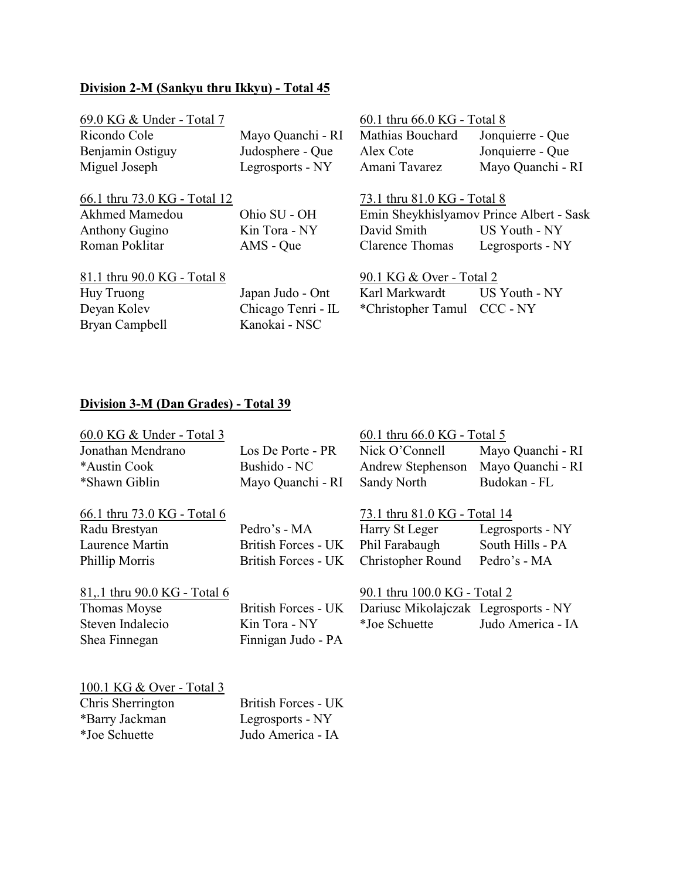**Division 2-M (Sankyu thru Ikkyu) - Total 45**

69.0 KG & Under - Total 7

| | |
|---|---|
| Ricondo Cole | Mayo Quanchi - RI |
| Benjamin Ostiguy | Judosphere - Que |
| Miguel Joseph | Legrosports - NY |

60.1 thru 66.0 KG - Total 8

| | |
|---|---|
| Mathias Bouchard | Jonquierre - Que |
| Alex Cote | Jonquierre - Que |
| Amani Tavarez | Mayo Quanchi - RI |

66.1 thru 73.0 KG - Total 12

| | |
|---|---|
| Akhmed Mamedou | Ohio SU - OH |
| Anthony Gugino | Kin Tora - NY |
| Roman Poklitar | AMS - Que |

73.1 thru 81.0 KG - Total 8

| | |
|---|---|
| Emin Sheykhislyamov | Prince Albert - Sask |
| David Smith | US Youth - NY |
| Clarence Thomas | Legrosports - NY |

81.1 thru 90.0 KG - Total 8

| | |
|---|---|
| Huy Truong | Japan Judo - Ont |
| Deyan Kolev | Chicago Tenri - IL |
| Bryan Campbell | Kanokai - NSC |

90.1 KG & Over - Total 2

| | |
|---|---|
| Karl Markwardt | US Youth - NY |
| *Christopher Tamul | CCC - NY |

**Division 3-M (Dan Grades) - Total 39**

60.0 KG & Under - Total 3

| | |
|---|---|
| Jonathan Mendrano | Los De Porte - PR |
| *Austin Cook | Bushido - NC |
| *Shawn Giblin | Mayo Quanchi - RI |

60.1 thru 66.0 KG - Total 5

| | |
|---|---|
| Nick O'Connell | Mayo Quanchi - RI |
| Andrew Stephenson | Mayo Quanchi - RI |
| Sandy North | Budokan - FL |

66.1 thru 73.0 KG - Total 6

| | |
|---|---|
| Radu Brestyan | Pedro's - MA |
| Laurence Martin | British Forces - UK |
| Phillip Morris | British Forces - UK |

73.1 thru 81.0 KG - Total 14

| | |
|---|---|
| Harry St Leger | Legrosports - NY |
| Phil Farabaugh | South Hills - PA |
| Christopher Round | Pedro's - MA |

81,.1 thru 90.0 KG - Total 6

| | |
|---|---|
| Thomas Moyse | British Forces - UK |
| Steven Indalecio | Kin Tora - NY |
| Shea Finnegan | Finnigan Judo - PA |

90.1 thru 100.0 KG - Total 2

| | |
|---|---|
| Dariusc Mikolajczak | Legrosports - NY |
| *Joe Schuette | Judo America - IA |

100.1 KG & Over - Total 3

| | |
|---|---|
| Chris Sherrington | British Forces - UK |
| *Barry Jackman | Legrosports - NY |
| *Joe Schuette | Judo America - IA |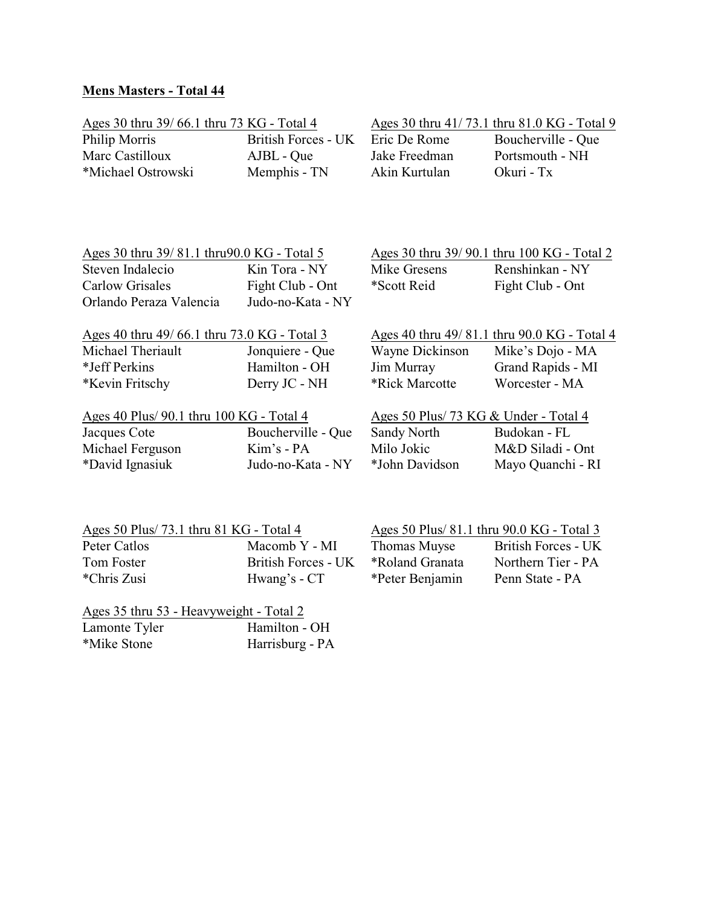**Mens Masters - Total 44**

Ages 30 thru 39/ 66.1 thru 73 KG - Total 4

| | |
|---|---|
| Philip Morris | British Forces - UK |
| Marc Castilloux | AJBL - Que |
| *Michael Ostrowski | Memphis - TN |

Ages 30 thru 41/ 73.1 thru 81.0 KG - Total 9

| | |
|---|---|
| Eric De Rome | Boucherville - Que |
| Jake Freedman | Portsmouth - NH |
| Akin Kurtulan | Okuri - Tx |

Ages 30 thru 39/ 81.1 thru90.0 KG - Total 5

| | |
|---|---|
| Steven Indalecio | Kin Tora - NY |
| Carlow Grisales | Fight Club - Ont |
| Orlando Peraza Valencia | Judo-no-Kata - NY |

Ages 30 thru 39/ 90.1 thru 100 KG - Total 2

| | |
|---|---|
| Mike Gresens | Renshinkan - NY |
| *Scott Reid | Fight Club - Ont |

Ages 40 thru 49/ 66.1 thru 73.0 KG - Total 3

| | |
|---|---|
| Michael Theriault | Jonquiere - Que |
| *Jeff Perkins | Hamilton - OH |
| *Kevin Fritschy | Derry JC - NH |

Ages 40 thru 49/ 81.1 thru 90.0 KG - Total 4

| | |
|---|---|
| Wayne Dickinson | Mike's Dojo - MA |
| Jim Murray | Grand Rapids - MI |
| *Rick Marcotte | Worcester - MA |

Ages 40 Plus/ 90.1 thru 100 KG - Total 4

| | |
|---|---|
| Jacques Cote | Boucherville - Que |
| Michael Ferguson | Kim's - PA |
| *David Ignasiuk | Judo-no-Kata - NY |

Ages 50 Plus/ 73 KG & Under - Total 4

| | |
|---|---|
| Sandy North | Budokan - FL |
| Milo Jokic | M&D Siladi - Ont |
| *John Davidson | Mayo Quanchi - RI |

Ages 50 Plus/ 73.1 thru 81 KG - Total 4

| | |
|---|---|
| Peter Catlos | Macomb Y - MI |
| Tom Foster | British Forces - UK |
| *Chris Zusi | Hwang's - CT |

Ages 50 Plus/ 81.1 thru 90.0 KG - Total 3

| | |
|---|---|
| Thomas Muyse | British Forces - UK |
| *Roland Granata | Northern Tier - PA |
| *Peter Benjamin | Penn State - PA |

Ages 35 thru 53 - Heavyweight - Total 2

| | |
|---|---|
| Lamonte Tyler | Hamilton - OH |
| *Mike Stone | Harrisburg - PA |